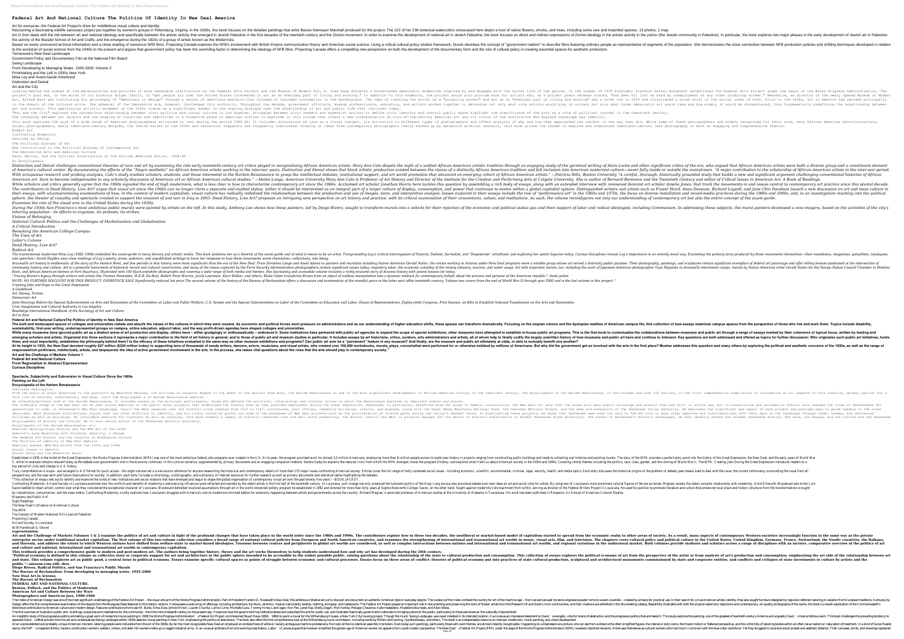# Federal Art And National Culture The Politics Of Identity In New Deal America

Art for everyone--the Federal Art Project's drive for middlebrow visual culture and identity

Recounting a fascinating wildlife sanctuary project put together by women's groups in Petersburg, Virginia, in the 1930s, this book focuses on the detailed paintings that artist Bessie Niemeyer Marshall produced for the project. The 222 of her 238 botanical watercolors showcased here depict a host of native flowers, shrubs, and trees, including some rare and imperiled species. 13 photos. 1 map.

Art in Zion deals with the link between art and national ideology and specifically between the artistic activity that emerged in Jewish Palestine in the first decades of the twentieth century and the Zionist movement. In order to examine the development of national art in Jewish Palestine, the book focuses on direct and indirect expressions of Zionist ideology in the artistic activity in the yishuv (the Jewish community in Palestine). In particular, the book explores two major phases in the early development of Jewish art in Palestine: the activity of the Bezalel School of Art and Crafts, and the emergence during the 1920s of a group of artists known as the Modernists.

Based on newly uncovered archival information and a close reading of numerous NFB films, Projecting Canada explores the NFB's involvement with British Empire communication theory and American social science. Using a critical cultural policy studies framework, Druick develops the concept of "government realism" to describe films featuring ordinary people as representative of segments of the population. She demonstrates the close connection between NFB production policies and shifting techniques developed in relation to the evolution of social science from the 1940s to the present and argues that government policy has been the overriding factor in determining the ideology of NFB films. Projecting Canada offers a compelling new perspective on both the development of the documentary form and the role of cultural policy in creating essential spaces for aesthetic production.

Tennessee's New Deal Landscape

Government Policy and Documentary Film at the National Film Board

Swing Landscape

From Developing to Managing Water, 1945-2000, Volume 2

Printmaking and the Left in 1930s New York

Mina Loy and Avant-Garde Artisthood

Distinction and Denial

Art and the City

Looking behind the scenes at the personalities and policies of such venerable institutions as the Federal Arts Project and the Museum of Modern Art, A. Joan Saab discerns a broad-based democratic modernism inspired by and engaged with the social life of the period. In the summer of 1935 President Franklin Delano Roosevelt established the Federal Arts Project under the aegis of the Works Progress Administration. The project's goal was, in the words of its director Holger Cahill, to "get people all over the United States interested in art as an everyday part of living and working." In addition to this endeavor, the project would also provide work for artists who, as a project press release stated, "had been hit just as hard by unemployment as any other producing worker." Meanwhile, as director of the newly opened Museum of Modern Art, Alfred Barr was instituting his philosophy of "democracy in design" through a series of ambitious exhibits that focused on informed consumption in the marketplace. The idea of treating the artist as a "producing worker" and art as an "everyday part of living and working" was a novel one in 1935 and illustrated a broad shift in the social roles of both. Prior to the 1930s, art in America had resided principally in the domain of the cultural elite. The upheaval of the Depression era, however, challenged this authority. Throughout the decade, government officials, museum professionals, educators, and artists worked together to determine not only what role artists would play in society but also what forms democratic art would take and how widely it would be disseminated, thus fundamentally redefining the relationship between art and society. This egalitarian artistic movement of the 1930s stands as a significant moment in the ongoing dialogue over the relationship of art and public life that continues today.

"Art and the City" explores the contentious relationship between civic politics and visual culture in Los Angeles. Struggles between civic leaders and modernist artists to define civic identity and control public space highlight the significance of the arts as a site of political contest in the twentieth century.

The interplay between art objects and the shaping of loyalties and identities is a formative phase of American culture is explored in this volume that offers a new interpretation of turn-of-the-century American art and its vision of the distinctive New England landscape and identity.

This book explores the work of a wide range of American photographers attracted to jazz during the period 1900-60. It includes discussions of jazz as a visual subject, its attraction to different types of photographers and offers analysis of why and how they approached the subject in the way they did. While some of these photographers are widely recognized for their work, many African American photojournalists, studio photographers, early twentieth-century émigrés, the Jewish exiles of the 1930s and vernacular snapshots are frequently overlooked. Drawing on ideas from contemporary photographic theory backed up by extensive archival research, this book allows the reader to explore and understand twentieth-century jazz photography in both an engaging and comprehensive fashion.

Modern Art

Confronting Modernity

Kentucky by Design

The Political Economy of Art

New Institutions in the Political Economy of Contemporary Art

The Decorative Arts and American Culture

Race, Nation, and the Critical Construction of the African American Artist, 1920–40

An Encyclopedia

*Distinction and Denial challenges conventional theories of race and art by examining the role early twentieth-century art critics played in marginalizing African American artists. Mary Ann Calo dispels the myth of a unified African American artistic tradition through an engaging study of the germinal writing of Alain Locke and other significant critics of the era, who argued that African American artists were both a diverse group and a constituent element of America's cultural center. By documenting the effects of the "Negro aesthetic" on African American artists working in the interwar years, Distinction and Denial shows that black artistic production existed between the claims of a distinctly African American tradition and full inclusion into American modernist culture—never fully inside or outside the mainstream. "A major contribution to the scholarship of African American artists in the inter-war period. With scrupulous research and probing analyses, Calo's study enables scholars, students, and those interested in the Harlem Renaissance to grasp the intellectual debates, institutional support, and art world promotion that advanced an emerging cohort of African American artists." —Patricia Hills, Boston University "A careful, thorough, historically grounded study that builds a new and significant argument challenging conventional histories of African American art. Sure to become indispensable to any scholarly discussion of American art or African American cultural studies." —Helen Langa, American University Mary Ann Calo is Professor of Art History and Director of the Institute for the Creative and Performing Arts at Colgate University. She is author of Bernard Berenson and the Twentieth Century and editor of Critical Issues in American Art: A Book of Readings.*

*While scholars and critics generally agree that the 1960s signaled the end of high modernism, what is less clear is how to characterize contemporary art since the 1960s. Acclaimed art scholar Jonathan Harris here tackles this question by assembling a rich body of essays, along with an extended interview with renowned feminist art scholar Amelia Jones, that track the movements in and issues central to contemporary art practice since this pivotal decade. The contributors to Dead History, Live Art? argue that visual art since the 1960s can no longer claim a separate and exalted status; rather it should be interpreted as an integral part of a larger culture of display, consumption, and power that continues to evolve within a global capitalist system. Distinguished writers and artists such as Fraser Ward, Anna Dezeuze, Richard Layzell, and Jane Chin Davidson launch a new discussion on art and culture in their essays, with uncompromising examinations of how, in the context of modern capitalism, visual culture has radically redefined the relationship between the production and use of images, texts, and interpretive analysis. Issues explored in their essays include the rise of "performance art" in the 1960s and 1970s, the focus on diverse installation and mixed-media practices during the 1980s and 1990s, and, in an investigation reaching into the political sphere, the theater of visuality and spectacle created to support the invasion of and war in Iraq in 2003. Dead History, Live Art? proposes an intriguing new perspective on art history and practice, with its critical examination of their conventions, values, and institutions. As such, the volume reconfigures not only our understanding of contemporary art but also the entire concept of the avant-garde.*

*Examines the role of the visual arts in the United States during the 1930s.*

*During the 1930s San Francisco's most ambitious public murals were painted by artists on the left. In this study, Anthony Lee shows how these painters, led by Diego Rivera, sought to transform murals into a vehicle for their rejection of the economic and political status quo and their support of labor and radical ideologies, including Communism. In addressing these subjects, the mural painters developed a new imagery, based on the activities of the city's laboring population - its efforts to organize, its protests, its strikes.*

*Visions of Belonging*

*National Cultural Politics and the Challenges of Marketization and Globalization*

*A Critical Introduction*

*Remaking the American College Campus*

*The Uses of Art*

*Labor's Canvas*

*Dead History, Live Art?*

*Radical Art*

*The transnational modernist Mina Loy (1882–1966) embodied the avant-garde in many literary and artistic media. This book positions her as a theorist of the avant-garde and of what it means to be an artist. Foregrounding Loy's critical interrogation of Futurist, Dadaist, Surrealist, and "Degenerate" artisthood, and exploring her poetic legacies today, Curious Disciplines reveals Loy's importance in an entirely novel way. Examining the primary texts produced by those movements themselves—their manifestos, magazines, pamphlets, catalogues, and speeches—Sarah Hayden uses close readings of Loy's poetry, prose, polemics, and unpublished writings to trace how these movements wrote themselves, collectively, into being.*

*ArizonaÕs art history is emblematic of the story of the western West, and few periods in that history were more significant than the era of the New Deal. From Dorothea Lange and Ansel Adams to painters and muralists including Native American Gerald Nailor, the artists working in Arizona under New Deal programs were a notable group whose art served a distinctly public purpose. Their photography, paintings, and sculptures remain significant exemplars of federal art patronage and offer telling lessons positioned at the intersection of community history and culture. Art is a powerful instrument of historical record and cultural construction, and many of the issues captured by the Farm Security Administration photographers remain significant issues today: migratory labor, the economic volatility of the mining industry, tourism, and water usage. Art tells important stories, too, including the work of Japanese American photographer Toyo Miyatake in ArizonaÕs internment camps, murals by Native American artist Gerald Nailor for the Navajo Nation Council Chamber in Window Rock, and African American themes at Fort Huachuca. Illustrated with 100 black-and-white photographs and covering a wide range of both media and themes, this fascinating and accessible volume reclaims a richly textured story of Arizona history with potent lessons for today.*

*"Tracing Brown's legacy through writers and artists like Thomas Hovenden, W.E.B. Du Bois, Robert Penn Warren, Jacob Lawrence, Kara Walker, and others, Blake Gilpin transforms Brown from an object of endless manipulation into a dynamic medium for contemporary beliefs about the process and purpose of the American republic."--book jacket.*

*NOTE: NO FURTHER DISCOUNT FOR THIS PRODUCT- OVERSTOCK SALE Significantly reduced list price The second volume of the history of the Bureau of Reclamation offers a discussion and examination of the eventful years in the latter part ofthe twentieth century. Volume two covers from the end of World War II through year 2000 and is the last volume in this project."*

*Creating Jobs and Hope in the Great Depression*

*A Guidebook*

*Art, Money, Parties*

*Democratic Art*

*Joint Hearings Before the Special Subcommittee on Arts and Humanities of the Committee on Labor and Public Welfare, U.S. Senate and the Special Subcommittee on Labor of the Committee on Education and Labor, House of Representatives, Eighty-ninth Congress, First Session, on Bills to Establish National Foundations on the Arts and Humanities*

*Civic Imagination and Cultural Authority in Los Angeles*

*Routledge International Handbook of the Sociology of Art and Culture*

*Art in Zion*

**Federal Art and National CultureThe Politics of Identity in New Deal America**

**The built and landscaped spaces of colleges and universities radiate and absorb the values of the cultures in which they were created. As economic and political forces exert pressure on administrators and as our understanding of higher education shifts, these spaces can transform dramatically. Focusing on the utopian visions and the dystopian realities of American campus life, this collection of new essays examines campus spaces from the perspective of those who live and work there. Topics include disability, sustainability, first-year writing, underrepresented groups on campus, online education, adjunct labor, and the way profit-driven agendas have shaped colleges and universities.**

**While many museums have ignored public art as a distinct arena of art production and display, others have – either grudgingly or enthusiastically – embraced it. Some institutions have partnered with public art agencies to expand the scope of special exhibitions; other museums have attempted to establish in-house public art programs. This is the first book to contextualize the collaborations between museums and public art through a range of essays marked by their coherence of topical focus, written by leading and emerging scholars and artists. Organized into three sections it represents a major contribution to the field of art history in general, and to those of public art and museum studies in particular. It includes essays by art historians, critics, curators, arts administrators and artists, all of whom help to finally codify the largely unwritten history of how museums and public art have and continue to intersect. Key questions are both addressed and offered as topics for further discussion: Who originates such public art initiatives, funds them, and most importantly, establishes the philosophy behind them? Is the efficacy of these initiatives evaluated in the same way as other museum exhibitions and programs? Can public art ever be a "permanent" feature in any museum? And finally, are the museum and public art ultimately at odds, or able to mutually benefit one another?**

**At its height in 1935, the New Deal devoted roughly $27 million ($320 million today) to supporting tens of thousands of needy writers, dancers, actors, musicians, and visual artists, who created over 100,000 worksbooks, murals, plays, concertsthat were performed for or otherwise imbibed by millions of Americans. But why did the government get so involved with the arts in the first place? Musher addresses this question and many others by exploring the political and aesthetic concerns of the 1930s, as well as the range of responsesfrom politicians, intellectuals, artists, and taxpayersto the idea of active government involvement in the arts. In the process, she raises vital questions about the roles that the arts should play in contemporary society."**

**Art and the Challenge of Markets Volume 1**

**Federal Art and National Culture**

**From Regionalism to Abstract Expressionism**

**Curious Disciplines**

**Spectacle, Subjectivity and Subversion in Visual Culture Since the 1960s**

**Painting on the Left**

**Encyclopedia of the Harlem Renaissance**

*Publisher Description*

*From the music of Louis Armstrong to the portraits by Beauford Delaney, the writings of Langston Hughes to the debut of the musical Show Boat, the Harlem Renaissance is one of the most significant developments in African-American history in the twentieth century. The Encyclopedia of the Harlem Renaissance, in two-volumes and over 635 entries, is the first comprehensive compilation of information on all aspects of this creative, dynamic period. For a full list of entries, contributors, and more, visit the Encyclopedia of the Harlem Renaissance website.*

*As an interdisciplinary look at the Harlem Renaissance, it includes essays on the principal participants, those who defined the political, intellectual and cultural milieu in which the Renaissance existed; on important events and places.*

*The indelible stamp of the New Deal can be seen across American in the public works projects that modernized the country even as they provided employment during the Great Depression. Tennessee, in particular, benefited from the surge in federal construction. The New Deal not only left the state with many public buildings and schools that are still in active use, but in conservation and reclamation efforts also changed the lives of Tennesseans for generations to come. In Tennessee's New Deal Landscape, Carroll Van West examines over 250 historic sites created from 1933 to 1942: courthouses, post offices, community buildings, schools, and museums, along with the Great Smoky Mountains National Park, the Cherokee National Forest, and the dams and reservoirs of the Tennessee Valley Authority. He describes the significance and impact of each project and provides maps to guide readers to the sites described. West discusses architectural styles that are often difficult to identify, and his lively narrative points out some of the paradoxes of New Deal projects—such as the proliferation of leisure parks during the nation's darkest hours. In highlighting these projects, he shows that Tennessee owes much not only to TVA but also to many other agencies and individuals who left their mark on the landscape through roads, levees, and reforested hillsides as well as buildings. An invaluable resource for travelers as well as scholars, this book reveals a legacy of historic treasures that are well worth preserving. The Author: Carroll Van West is projects manager for the Center of Historic Preservation at Middle Tennessee State University. The author of Tennessee's Historic Landscapes, he most recently edited the volumes Tennessee History: The Land, the People, and the Culture and The Tennessee Encyclopedia of History and Culture. He is also senior editor of the Tennessee Historical Quarterly.*

*Encyclopedia of the Harlem Renaissance: A-J*

*American Working-Class History and the WPA Art of the 1930s*

*America's Long Reckoning with Violence, Equality, & Change*

*The Federal Art Project and the Creation of Middlebrow Culture*

*The Politics of Identity in New Deal America*

*American Scenes: WPA-Era Prints from the 1930s and 1940s*

*Social Issues in America*

*Stuart Davis and the Modernist Mural*

Established in 1935 in the midst of the Great Depression, the Works Progress Administration (WPA) was one of the most ambitious federal jobs programs ever created in the U.S. At its peak, the program provided work for almost 3.5 million Americans, employing more than 8 million people across its eight-year history in projects ranging from constructing public buildings and roads to collecting oral histories and painting murals. The story of the WPA provides a perfect entry point into the history of the Great Depression, the New Deal, and the early years of World War II, while its example remains relevant today as the debate over government's role in the economy continues. In this concise narrative, supplemented by primary documents and an engaging companion website, Sandra Opdycke explains the national crisis from which the WPA emerged, traces the program's history, and explores what it tells us about American society in the 1930s and 1940s. Covering central themes including the politics, race, class, gender, and the coming of World War II, The WPA: Creating Jobs During the Great Depression introduces readers to a key period of crisis and change in U.S. history.

Truly comprehensive in scope - and arranged in A-Z format for quick access - this eight-volume set is a one-source reference for anyone researching the historical and contemporary details of more than 170 major issues confronting American society. Entries cover the full range of hotly contested social issues - including economic, scientific, environmental, criminal, legal, security, health, and media topics. Each entry discusses the historical origins of the problem or debate; past means used to deal with the issue; the current controversy surrounding the issue from all perspectives; and the near-term and future implications for society. In addition, each entry includes a chronology, a bibliography, and a directory of Internet resources for further research as well as primary documents and statistical tables highlighting the debates.

"This collection of essays sets out to identify and examine the kinds of new institutions and social relations that have emerged and begun to shape the global organisation of contemporary visual art over the past twenty-five years."--BOOK JACKET.

Confronting Modernity: Art and Society in Louisiana examines how the conflicts and benefits of modernity's nationalizing influences were reflected and resisted by the state's artists in the first half of the twentieth century. In Louisiana, such change not only produced the turbulent politics of the Huey Long era but also provoked debate over new ideas on art and social roles for artists. By using two of Louisiana's most prominent cultural figures of the era as lenses, Megraw reveals the state's complex relationship with modernity. Artist Ellsworth Woodward and writer Lyle Saxon battled to retain artistic control over what they considered the exceptional character of Louisiana. Woodward defended localized assumptions through art in the world-renowned pottery program he established in 1892 and directed for more than forty years at Sophie Newcomb College. Saxon, on the other hand, fought against modernity's encroachment from within, serving as director of the Federal Writers Project in Louisiana. He used his position to promote literature and culture that preserved local place and historic structure from the transformations wrought by industrialism, consumerism, and the mass media. Confronting Modernity vividly explores how Louisiana's struggles with America's rush to modernize mirrored battles for autonomy happening between artists and governments across the country. Richard Megraw is associate professor of American studies at the University of Alabama in Tuscaloosa. His work has been published in Prospects: An Annual of American Cultural Studies.

Museums and Public Art?

Sight Readings

The New Deal's Influence on American Culture

The WPA

The Genesis of Modern National Art in Jewish Palestine

Projecting Canada

Art and Society in Louisiana

With Paintbrush & Shovel

**expressionism**

**Art and the Challenge of Markets Volumes 1 & 2 examine the politics of art and culture in light of the profound changes that have taken place in the world order since the 1980s and 1990s. The contributors explore how in these two decades, the neoliberal or market-based model of capitalism started to spread from the economic realm to other areas of society. As a result, many aspects of contemporary Western societies increasingly function in the same way as the private enterprise sector under traditional market capitalism. The first volume of this two-volume collection considers a broad range of national cultural policies from European and North American countries, and examines the strengthening of international and transnational art worlds in music, visual arts, film, and television. The chapters cover cultural policy and political culture in the United States, United Kingdom, Germany, France, Switzerland, the Nordic countries, the Balkans, and Slovenia, and address the extent to which Western nations have shifted from welfare-state to market-based ideologies. Tensions between centres and peripheries in global art worlds are considered, as well as complex interactions between national and transnational art worlds, and regional variations in the audiovisual market. Both volumes provide students and scholars across a range of disciplines with an incisive, comparative overview of the politics of art and culture in national, international and transnational art worlds in contemporary capitalism.**

**This textbook provides a comprehensive guide to modern and post-modern art. The authors bring together history, theory and the art works themselves to help students understand how and why art has developed during the 20th century.**

**"Political economy is defined in this volume as collective state or corporate support for art and architecture in the public sphere intended to be accessible to the widest possible public, raising questions about the relationship of the state to cultural production and consumption. This collection of essays explores the political economy of art from the perspective of the artist or from analysis of art's production and consumption, emphasizing the art side of the relationship between art and state. This volume explores art as public space, a central issue in political economy. Essays examine specific cultural spaces as points of struggle between economic and cultural processes. Essays focus on three areas of conflict: theories of political economy put into practices of state cultural production, sculptural and architectural monuments commissioned by state and corporate entities, and conflicts and critiques of state investments in culture by artists and the public."--amazon.com edit. desc.**

**Diego Rivera, Radical Politics, and San Francisco's Public Murals**

**The Bureau of Reclamation: from developing to managing water, 1945-2000**

**New Deal Art in Arizona**

**The Bureau of Reclamation**

**FEDERAL ART AND NATIONAL CULTURE.**

**Benton, Pollock, and the Politics of Modernism**

**American Art and Culture Between the Wars**

**Photographers and American Jazz, 1900-1960**

The Index of American Design was one of the most significant undertakings of the Federal Art Project -- the visual arts arm of the Works Progress Administration. Part of President Franklin D. Roosevelt's New Deal, this ambitious initiative set out to discover and document an authentic American style in everyday objects. The curators of the Index combed the country for art of the mere hand -- from carved carousel horses to engraved powder horns to woven coverlets -- created by artisans for practical use. In their search for a true American artistic identity, they also sought furniture designed by regional craftsmen laboring in isolation from European traditions. Kentucky by Design offers the first comprehensive examination of the objects from the Bluegrass State featured in this historic venture. It showcases a wide array of offerings, including architecture, furniture, ceramics, musical instruments, textiles, clothing, and glass- and metalworks. The Federal Art Project played an important role in documenting and preserving the work of Shaker artists from Pleasant Hill and South Union communities, and their creations are exhibited in this illuminating catalog. Beautifully illustrated with both the original watercolor depictions and contemporary, art-quality photographs of the works, this book is a lavish exploration of the Commonwealth's distinctive contribution to American culture and modern design. Features contributions from Jean M. Burks, Erika Doss, Jerrold Hirsch, Lauren Churilla, Laura Currie, Michelle Ganz, Tommy Hines, Leve Kogan, Ron Pen, Janet Rae, Shelly Zegart, Mel Hankla, Philippe Chavanne, Katie Hewlett, Madeleine Burnside, and Allan Weiss.

The first overview of Australia's public arts--buildings, sculptures and installations for the community--from the mid-nineteenth century to the present day. It explores how the government has institutionalised and subsidised the arts for public use, and illustrates historically government's role in bringing culture to the public, particularly to those perceived as "the culturally impoverished".

An insightful study of the progressive politics animating a great work of modernist mural painting In 1938 the Works Progress Administration's Federal Art Project commissioned Stuart Davis (1892–1964) to paint a mural for the Williamsburg Houses, a New York City housing project. Though the mural, Swing Landscape, was never installed in its intended location, it survives as an impressive testament to Davis's energetic, colorful brand of abstraction and the progressive politics that animated it. This study explores the painting, one of the greatest of twentieth-century America and arguably Davis's most ambitious work. This book challenges the prevailing tendency to separate Davis's leftist activism from his art and contextualizes Swing Landscape within 1930s abstract mural painting in New York, emphasizing the origins and impact of Davis's modern, mural painting and urban development.

At an unprecedented and probably unique American moment, laboring people were made visible from the art of the 1930s. By far the most recognizable New Deal art employed an endless frieze of white or racially ambiguous machine proletarians, from solo drillers to identical assembly line toilers. Even today such paintings, particularly those with work themes, are almost instantly recognizable. Happening on a Depression-era picture, one can see from a distance the often simplified figures, the intense or bold colors, the frozen motion or flattened perspective, and the uniformity of laboring bodies within an often naive realism or naturalism of treatment. In a kind of Social Realist dance, the FAP's imagined drifters, haulers, construction workers, welders, miners, and steel mill workers make up a rugged industrial army. In an unusual synthesis of art and working-class history, Labor's Canvas argues that however amplified this golden age of American worker art appears from a post-modern perspective, The New Deal's Federal Art Project (FAP, under the aegis of the Works Progress Administration (WPA), revealed important tensions. Artists saw themselves as cultural workers who had much in common with the blue-collar workforce. Yet they struggled to reconcile social protest and aesthetic distance. Their canvases, prints, and drawings registered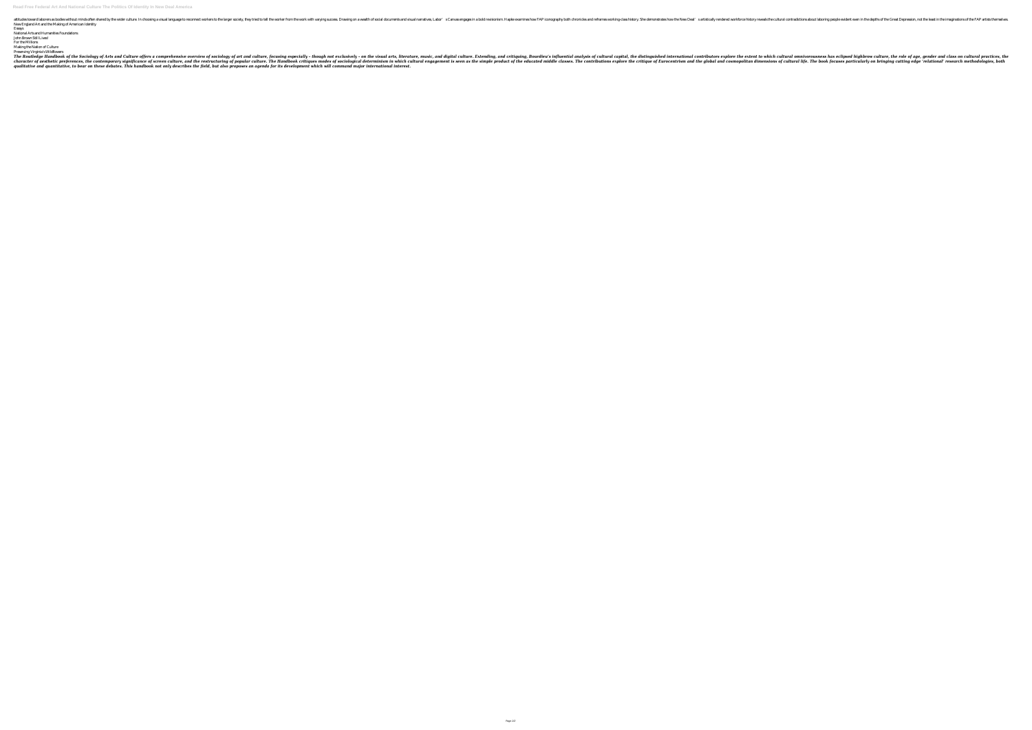attitudes toward laborers as bodies without minds often shared by the wider culture. In choosing a visual language to reconnect workers to the larger society, they tried to tell the worker from the work with varying success. Drawing on a wealth of social documents and visual narratives, Labor's Canvas engages in a bold revisionism. Hapke examines how FAP iconography both chronicles and reframes working-class history. She demonstrates how the New Deal's artistically rendered workforce history reveals the cultural contradictions about laboring people evident even in the depths of the Great Depression, not the least in the imaginations of the FAP artists themselves.

New England Art and the Making of American Identity
Essays
National Arts and Humanities Foundations
John Brown Still Lives!
For the Millions
Making the Nation of Culture
Preserving Virginia's Wildflowers

*The Routledge Handbook of the Sociology of Arts and Culture offers a comprehensive overview of sociology of art and culture, focusing especially - though not exclusively - on the visual arts, literature, music, and digital culture. Extending, and critiquing, Bourdieu's influential analysis of cultural capital, the distinguished international contributors explore the extent to which cultural omnivorousness has eclipsed highbrow culture, the role of age, gender and class on cultural practices, the character of aesthetic preferences, the contemporary significance of screen culture, and the restructuring of popular culture. The Handbook critiques modes of sociological determinism in which cultural engagement is seen as the simple product of the educated middle classes. The contributions explore the critique of Eurocentrism and the global and cosmopolitan dimensions of cultural life. The book focuses particularly on bringing cutting edge 'relational' research methodologies, both qualitative and quantitative, to bear on these debates. This handbook not only describes the field, but also proposes an agenda for its development which will command major international interest.*